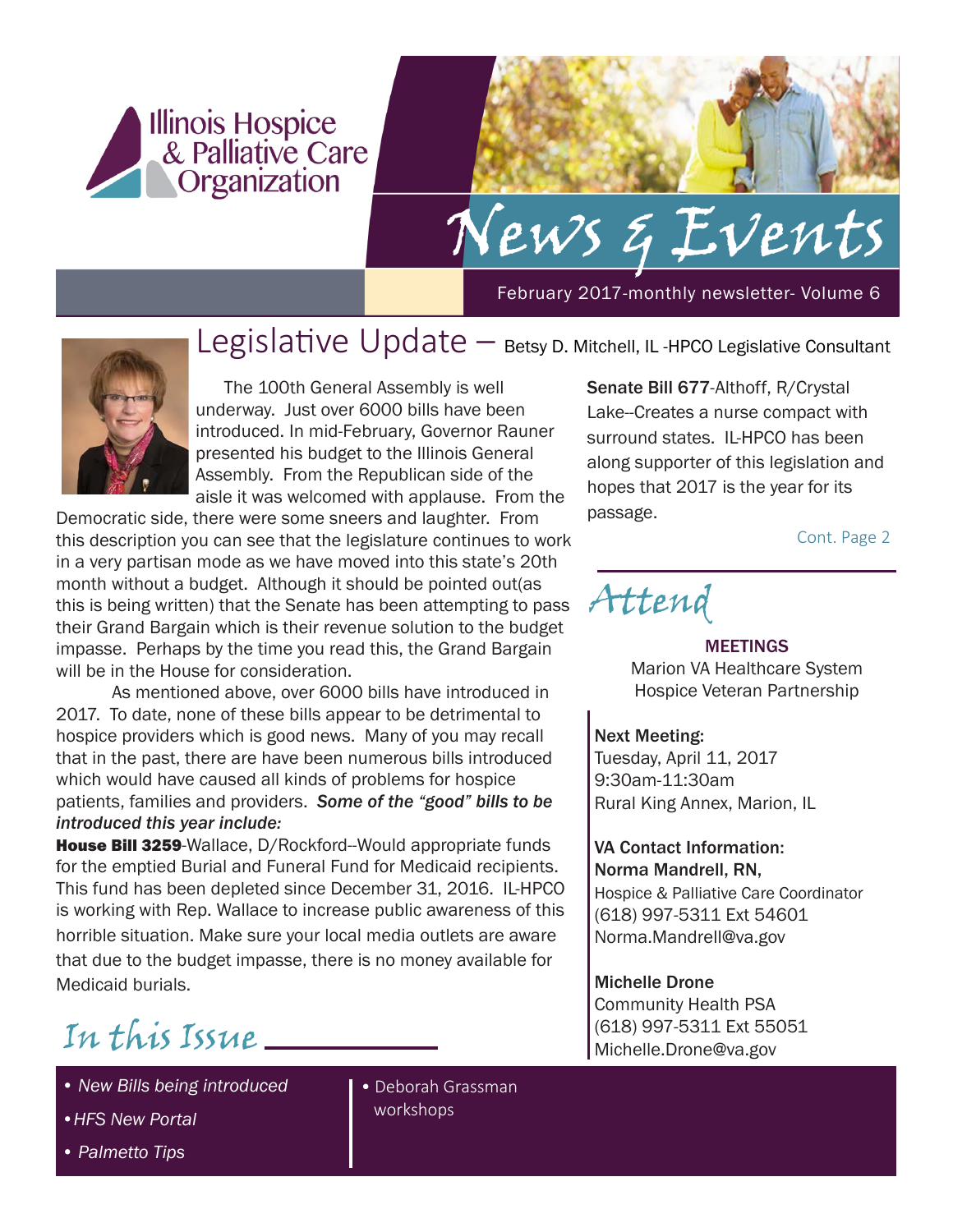Illinois Hospice & Palliative Care Organization

# News & Events

February 2017-monthly newsletter- Volume 6

## Legislative Update – Betsy D. Mitchell, IL -HPCO Legislative Consultant

The 100th General Assembly is well underway. Just over 6000 bills have been introduced. In mid-February, Governor Rauner presented his budget to the Illinois General Assembly. From the Republican side of the aisle it was welcomed with applause. From the Democratic side, there were some sneers and laughter. From this description you can see that the legislature continues to work in a very partisan mode as we have moved into this state's 20th month without a budget. Although it should be pointed out(as this is being written) that the Senate has been attempting to pass their Grand Bargain which is their revenue solution to the budget impasse. Perhaps by the time you read this, the Grand Bargain will be in the House for consideration.

As mentioned above, over 6000 bills have introduced in 2017. To date, none of these bills appear to be detrimental to hospice providers which is good news. Many of you may recall that in the past, there are have been numerous bills introduced which would have caused all kinds of problems for hospice patients, families and providers. ***Some of the "good" bills to be introduced this year include:***

**House Bill 3259**-Wallace, D/Rockford--Would appropriate funds for the emptied Burial and Funeral Fund for Medicaid recipients. This fund has been depleted since December 31, 2016. IL-HPCO is working with Rep. Wallace to increase public awareness of this horrible situation. Make sure your local media outlets are aware that due to the budget impasse, there is no money available for Medicaid burials.

**Senate Bill 677**-Althoff, R/Crystal Lake--Creates a nurse compact with surround states. IL-HPCO has been along supporter of this legislation and hopes that 2017 is the year for its passage.

Cont. Page 2

## Attend

**MEETINGS**

Marion VA Healthcare System
Hospice Veteran Partnership

**Next Meeting:**
Tuesday, April 11, 2017
9:30am-11:30am
Rural King Annex, Marion, IL

**VA Contact Information:**
**Norma Mandrell, RN,**
Hospice & Palliative Care Coordinator
(618) 997-5311 Ext 54601
Norma.Mandrell@va.gov

**Michelle Drone**
Community Health PSA
(618) 997-5311 Ext 55051
Michelle.Drone@va.gov

## In this Issue

- *New Bills being introduced*
- *HFS New Portal*
- *Palmetto Tips*
- Deborah Grassman workshops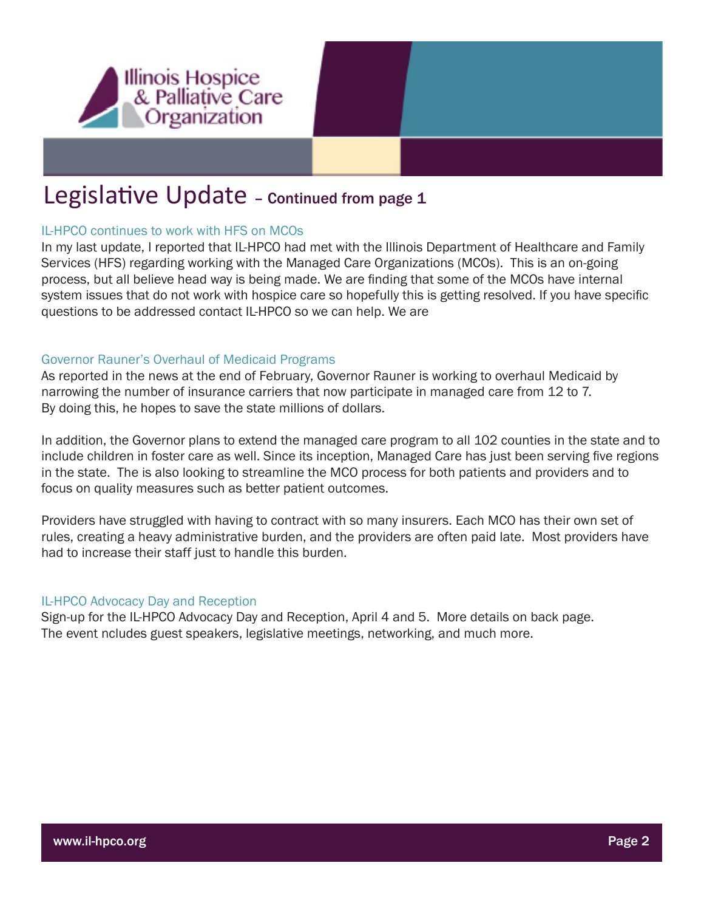# Legislative Update – Continued from page 1

### IL-HPCO continues to work with HFS on MCOs

In my last update, I reported that IL-HPCO had met with the Illinois Department of Healthcare and Family Services (HFS) regarding working with the Managed Care Organizations (MCOs). This is an on-going process, but all believe head way is being made. We are finding that some of the MCOs have internal system issues that do not work with hospice care so hopefully this is getting resolved. If you have specific questions to be addressed contact IL-HPCO so we can help. We are

### Governor Rauner's Overhaul of Medicaid Programs

As reported in the news at the end of February, Governor Rauner is working to overhaul Medicaid by narrowing the number of insurance carriers that now participate in managed care from 12 to 7. By doing this, he hopes to save the state millions of dollars.

In addition, the Governor plans to extend the managed care program to all 102 counties in the state and to include children in foster care as well. Since its inception, Managed Care has just been serving five regions in the state. The is also looking to streamline the MCO process for both patients and providers and to focus on quality measures such as better patient outcomes.

Providers have struggled with having to contract with so many insurers. Each MCO has their own set of rules, creating a heavy administrative burden, and the providers are often paid late. Most providers have had to increase their staff just to handle this burden.

### IL-HPCO Advocacy Day and Reception

Sign-up for the IL-HPCO Advocacy Day and Reception, April 4 and 5. More details on back page. The event ncludes guest speakers, legislative meetings, networking, and much more.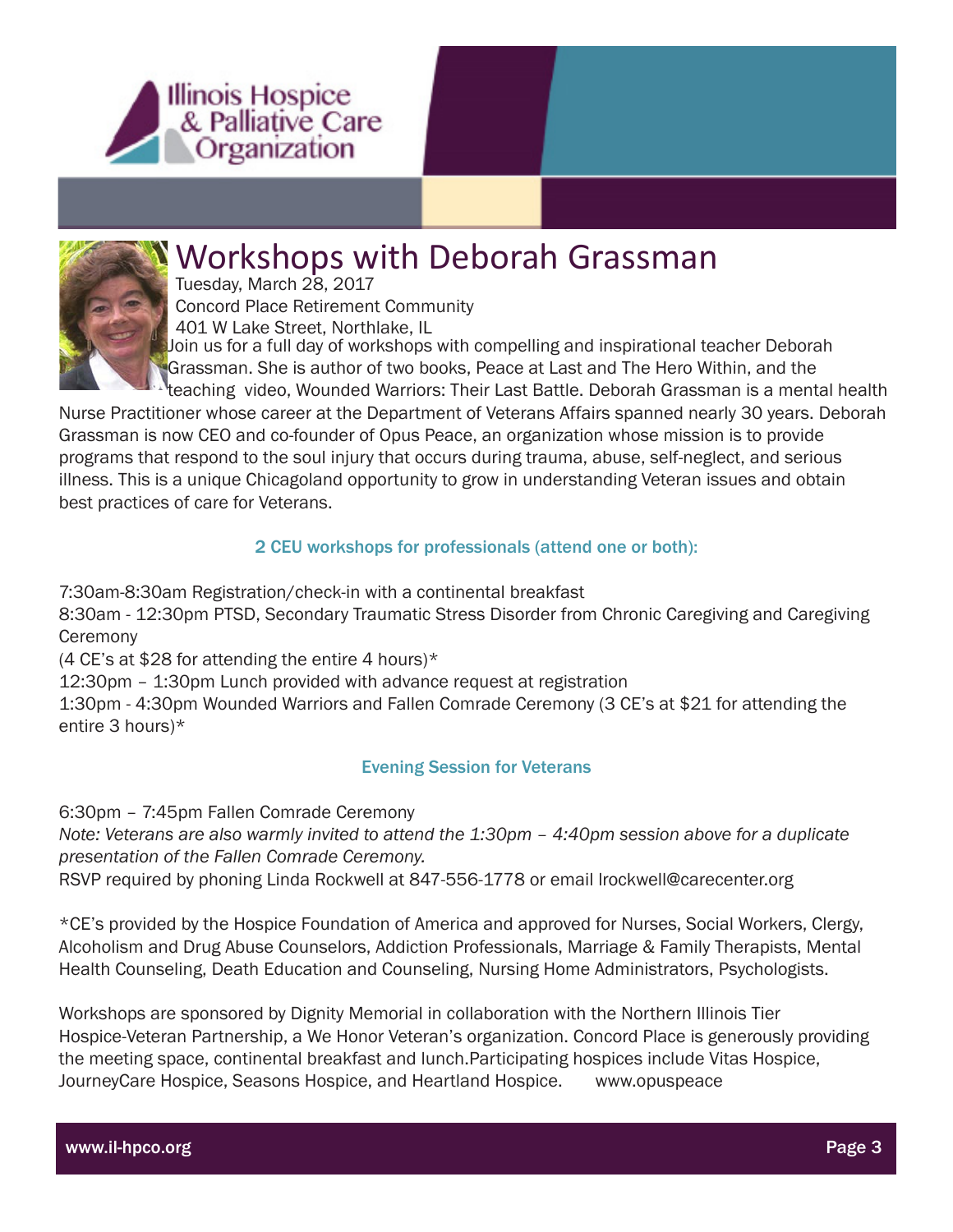Illinois Hospice & Palliative Care Organization

# Workshops with Deborah Grassman

Tuesday, March 28, 2017
Concord Place Retirement Community
401 W Lake Street, Northlake, IL

Join us for a full day of workshops with compelling and inspirational teacher Deborah Grassman. She is author of two books, Peace at Last and The Hero Within, and the teaching video, Wounded Warriors: Their Last Battle. Deborah Grassman is a mental health Nurse Practitioner whose career at the Department of Veterans Affairs spanned nearly 30 years. Deborah Grassman is now CEO and co-founder of Opus Peace, an organization whose mission is to provide programs that respond to the soul injury that occurs during trauma, abuse, self-neglect, and serious illness. This is a unique Chicagoland opportunity to grow in understanding Veteran issues and obtain best practices of care for Veterans.

### 2 CEU workshops for professionals (attend one or both):

7:30am-8:30am Registration/check-in with a continental breakfast
8:30am - 12:30pm PTSD, Secondary Traumatic Stress Disorder from Chronic Caregiving and Caregiving Ceremony
(4 CE's at $28 for attending the entire 4 hours)*
12:30pm – 1:30pm Lunch provided with advance request at registration
1:30pm - 4:30pm Wounded Warriors and Fallen Comrade Ceremony (3 CE's at $21 for attending the entire 3 hours)*

### Evening Session for Veterans

6:30pm – 7:45pm Fallen Comrade Ceremony
*Note: Veterans are also warmly invited to attend the 1:30pm – 4:40pm session above for a duplicate presentation of the Fallen Comrade Ceremony.*
RSVP required by phoning Linda Rockwell at 847-556-1778 or email lrockwell@carecenter.org

*CE's provided by the Hospice Foundation of America and approved for Nurses, Social Workers, Clergy, Alcoholism and Drug Abuse Counselors, Addiction Professionals, Marriage & Family Therapists, Mental Health Counseling, Death Education and Counseling, Nursing Home Administrators, Psychologists.

Workshops are sponsored by Dignity Memorial in collaboration with the Northern Illinois Tier Hospice-Veteran Partnership, a We Honor Veteran's organization. Concord Place is generously providing the meeting space, continental breakfast and lunch.Participating hospices include Vitas Hospice, JourneyCare Hospice, Seasons Hospice, and Heartland Hospice. www.opuspeace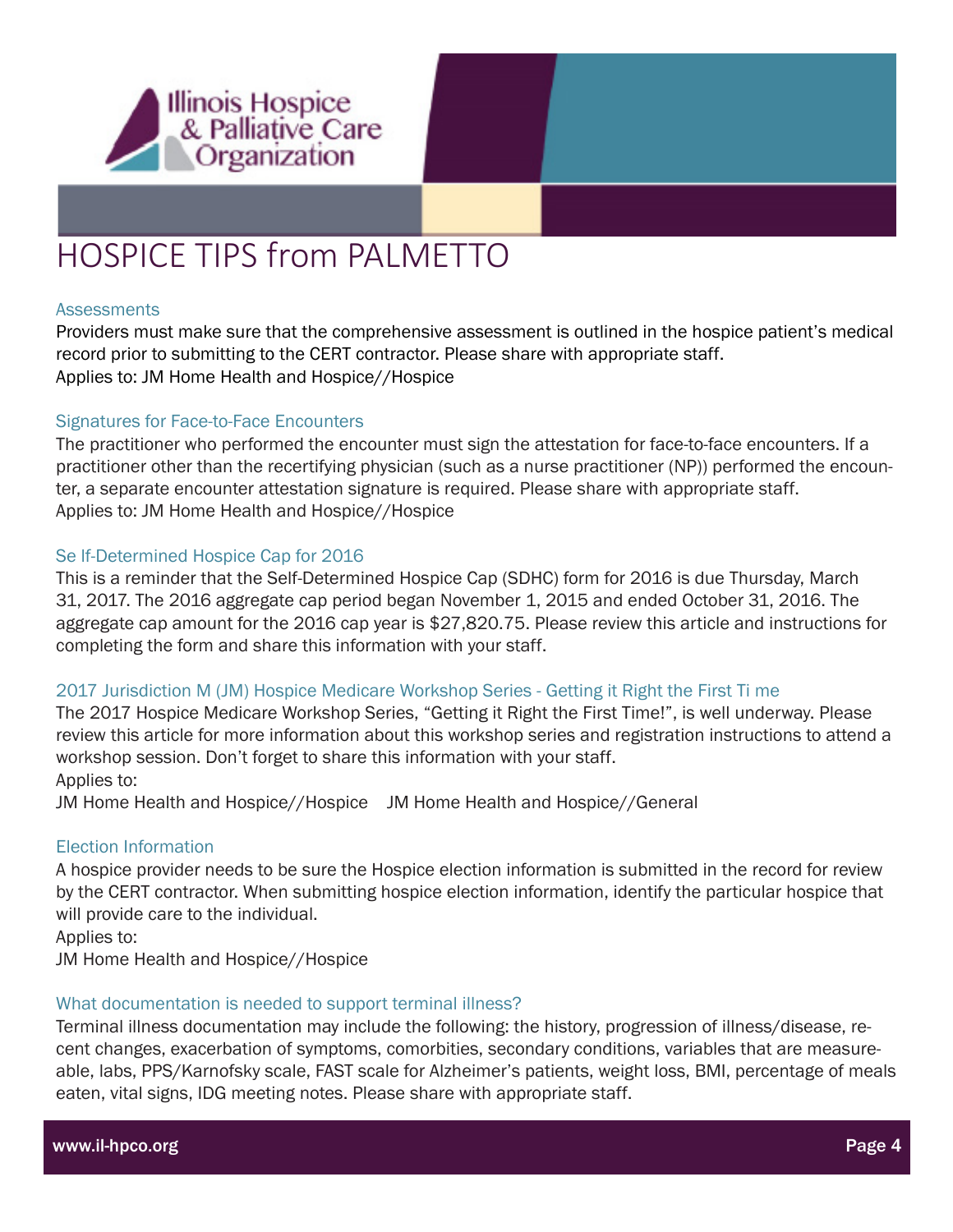# HOSPICE TIPS from PALMETTO

### Assessments

Providers must make sure that the comprehensive assessment is outlined in the hospice patient's medical record prior to submitting to the CERT contractor. Please share with appropriate staff.
Applies to: JM Home Health and Hospice//Hospice

### Signatures for Face-to-Face Encounters

The practitioner who performed the encounter must sign the attestation for face-to-face encounters. If a practitioner other than the recertifying physician (such as a nurse practitioner (NP)) performed the encounter, a separate encounter attestation signature is required. Please share with appropriate staff.
Applies to: JM Home Health and Hospice//Hospice

### Se lf-Determined Hospice Cap for 2016

This is a reminder that the Self-Determined Hospice Cap (SDHC) form for 2016 is due Thursday, March 31, 2017. The 2016 aggregate cap period began November 1, 2015 and ended October 31, 2016. The aggregate cap amount for the 2016 cap year is $27,820.75. Please review this article and instructions for completing the form and share this information with your staff.

### 2017 Jurisdiction M (JM) Hospice Medicare Workshop Series - Getting it Right the First Ti me

The 2017 Hospice Medicare Workshop Series, "Getting it Right the First Time!", is well underway. Please review this article for more information about this workshop series and registration instructions to attend a workshop session. Don't forget to share this information with your staff.
Applies to:
JM Home Health and Hospice//Hospice    JM Home Health and Hospice//General

### Election Information

A hospice provider needs to be sure the Hospice election information is submitted in the record for review by the CERT contractor. When submitting hospice election information, identify the particular hospice that will provide care to the individual.
Applies to:
JM Home Health and Hospice//Hospice

### What documentation is needed to support terminal illness?

Terminal illness documentation may include the following: the history, progression of illness/disease, recent changes, exacerbation of symptoms, comorbities, secondary conditions, variables that are measureable, labs, PPS/Karnofsky scale, FAST scale for Alzheimer's patients, weight loss, BMI, percentage of meals eaten, vital signs, IDG meeting notes. Please share with appropriate staff.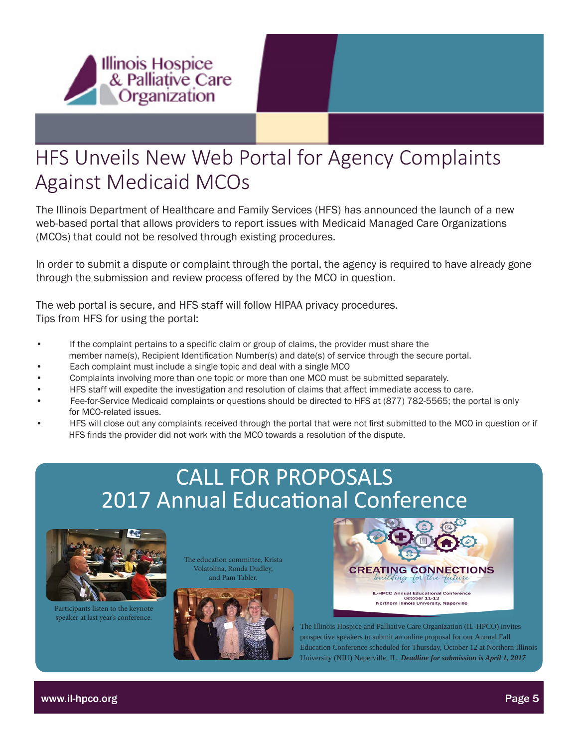# HFS Unveils New Web Portal for Agency Complaints Against Medicaid MCOs

The Illinois Department of Healthcare and Family Services (HFS) has announced the launch of a new web-based portal that allows providers to report issues with Medicaid Managed Care Organizations (MCOs) that could not be resolved through existing procedures.

In order to submit a dispute or complaint through the portal, the agency is required to have already gone through the submission and review process offered by the MCO in question.

The web portal is secure, and HFS staff will follow HIPAA privacy procedures.
Tips from HFS for using the portal:

- If the complaint pertains to a specific claim or group of claims, the provider must share the member name(s), Recipient Identification Number(s) and date(s) of service through the secure portal.
- Each complaint must include a single topic and deal with a single MCO
- Complaints involving more than one topic or more than one MCO must be submitted separately.
- HFS staff will expedite the investigation and resolution of claims that affect immediate access to care.
- Fee-for-Service Medicaid complaints or questions should be directed to HFS at (877) 782-5565; the portal is only for MCO-related issues.
- HFS will close out any complaints received through the portal that were not first submitted to the MCO in question or if HFS finds the provider did not work with the MCO towards a resolution of the dispute.

## CALL FOR PROPOSALS
## 2017 Annual Educational Conference

Participants listen to the keynote speaker at last year's conference.

The education committee, Krista Volatolina, Ronda Dudley, and Pam Tabler.

CREATING CONNECTIONS
building for the future
IL-HPCO Annual Educational Conference
October 11-12
Northern Illinois University, Naperville

The Illinois Hospice and Palliative Care Organization (IL-HPCO) invites prospective speakers to submit an online proposal for our Annual Fall Education Conference scheduled for Thursday, October 12 at Northern Illinois University (NIU) Naperville, IL. ***Deadline for submission is April 1, 2017***

www.il-hpco.org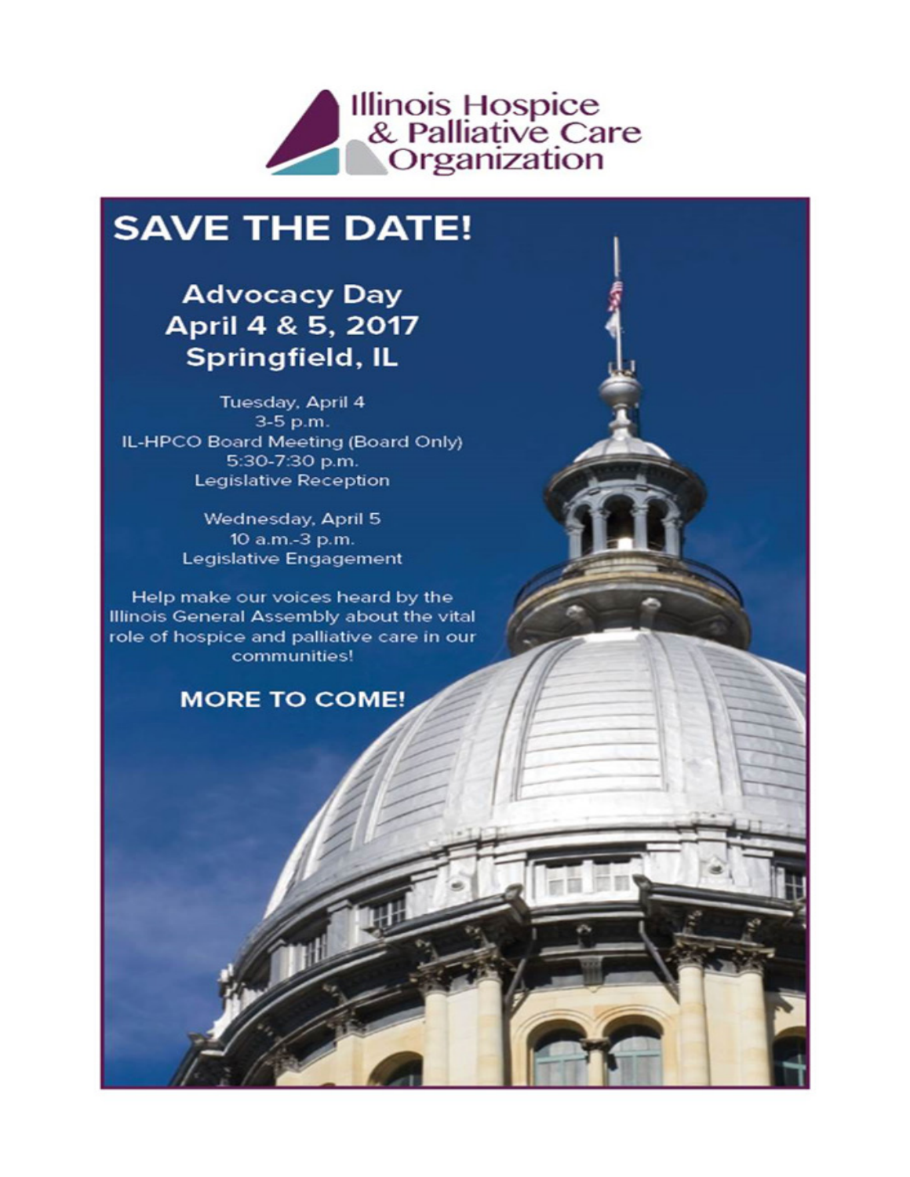Illinois Hospice & Palliative Care Organization

# SAVE THE DATE!

## Advocacy Day
## April 4 & 5, 2017
## Springfield, IL

Tuesday, April 4  
3-5 p.m.  
IL-HPCO Board Meeting (Board Only)  
5:30-7:30 p.m.  
Legislative Reception

Wednesday, April 5  
10 a.m.-3 p.m.  
Legislative Engagement

Help make our voices heard by the Illinois General Assembly about the vital role of hospice and palliative care in our communities!

**MORE TO COME!**